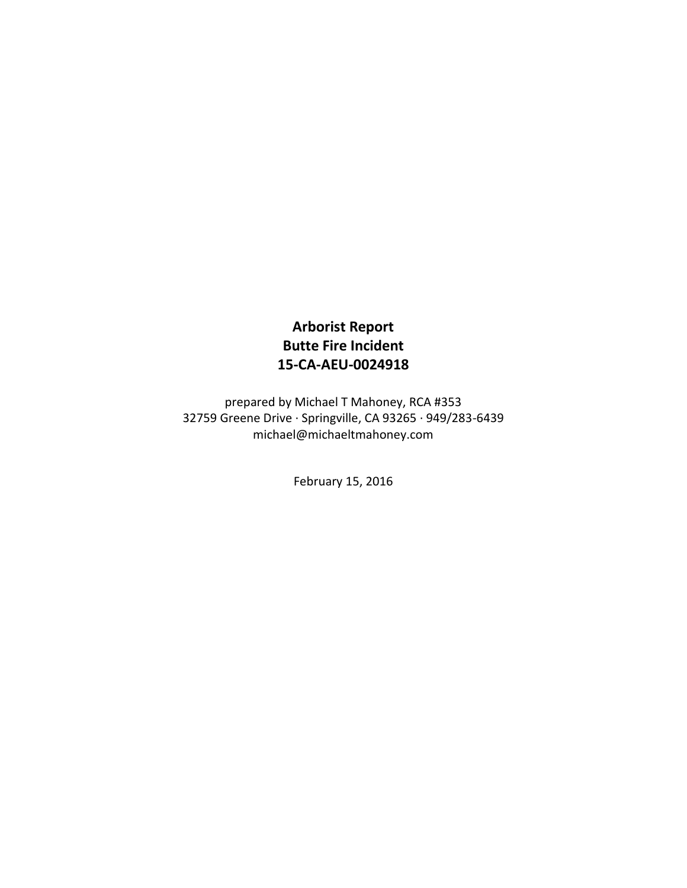# Arborist Report
# Butte Fire Incident
# 15-CA-AEU-0024918

prepared by Michael T Mahoney, RCA #353
32759 Greene Drive · Springville, CA 93265 · 949/283-6439
michael@michaeltmahoney.com

February 15, 2016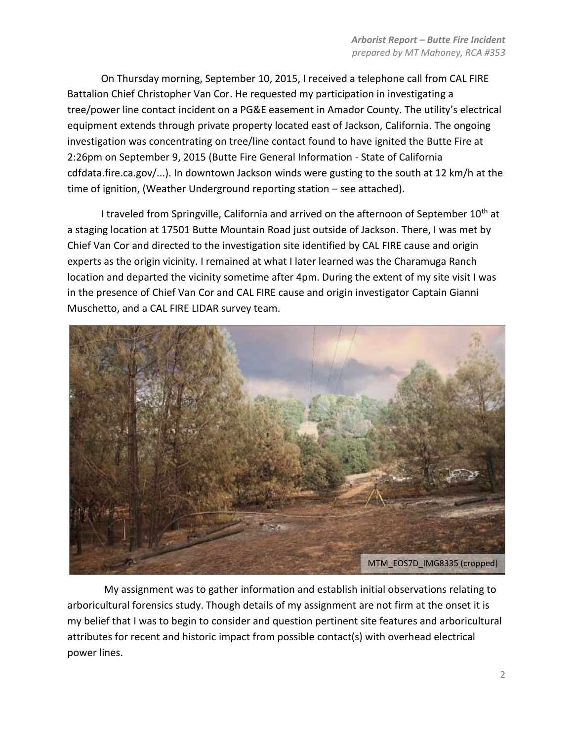On Thursday morning, September 10, 2015, I received a telephone call from CAL FIRE Battalion Chief Christopher Van Cor. He requested my participation in investigating a tree/power line contact incident on a PG&E easement in Amador County. The utility's electrical equipment extends through private property located east of Jackson, California. The ongoing investigation was concentrating on tree/line contact found to have ignited the Butte Fire at 2:26pm on September 9, 2015 (Butte Fire General Information - State of California cdfdata.fire.ca.gov/...). In downtown Jackson winds were gusting to the south at 12 km/h at the time of ignition, (Weather Underground reporting station – see attached).

I traveled from Springville, California and arrived on the afternoon of September 10th at a staging location at 17501 Butte Mountain Road just outside of Jackson. There, I was met by Chief Van Cor and directed to the investigation site identified by CAL FIRE cause and origin experts as the origin vicinity. I remained at what I later learned was the Charamuga Ranch location and departed the vicinity sometime after 4pm. During the extent of my site visit I was in the presence of Chief Van Cor and CAL FIRE cause and origin investigator Captain Gianni Muschetto, and a CAL FIRE LIDAR survey team.

MTM_EOS7D_IMG8335 (cropped)

My assignment was to gather information and establish initial observations relating to arboricultural forensics study. Though details of my assignment are not firm at the onset it is my belief that I was to begin to consider and question pertinent site features and arboricultural attributes for recent and historic impact from possible contact(s) with overhead electrical power lines.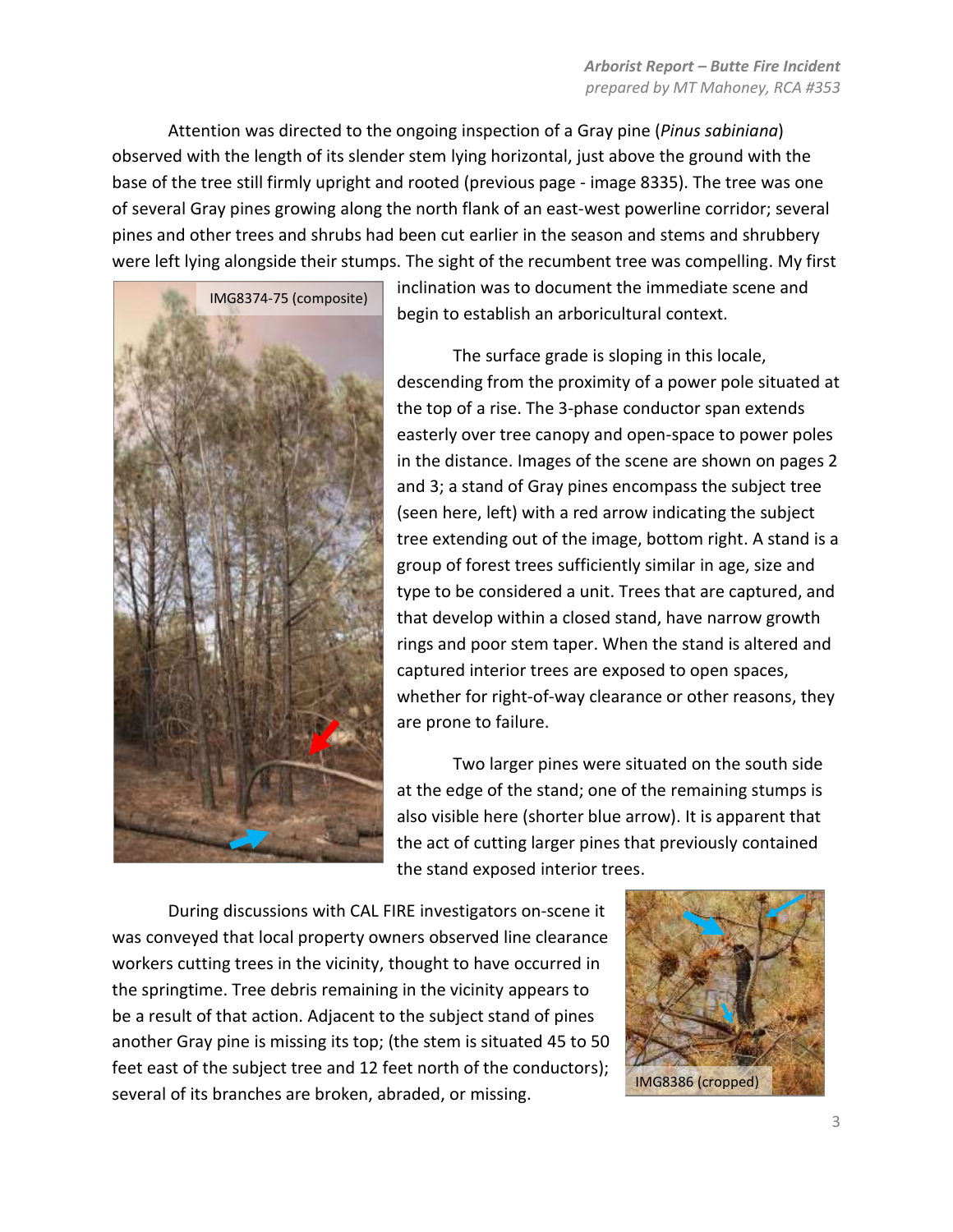Attention was directed to the ongoing inspection of a Gray pine (*Pinus sabiniana*) observed with the length of its slender stem lying horizontal, just above the ground with the base of the tree still firmly upright and rooted (previous page - image 8335). The tree was one of several Gray pines growing along the north flank of an east-west powerline corridor; several pines and other trees and shrubs had been cut earlier in the season and stems and shrubbery were left lying alongside their stumps. The sight of the recumbent tree was compelling. My first inclination was to document the immediate scene and begin to establish an arboricultural context.

IMG8374-75 (composite)

The surface grade is sloping in this locale, descending from the proximity of a power pole situated at the top of a rise. The 3-phase conductor span extends easterly over tree canopy and open-space to power poles in the distance. Images of the scene are shown on pages 2 and 3; a stand of Gray pines encompass the subject tree (seen here, left) with a red arrow indicating the subject tree extending out of the image, bottom right. A stand is a group of forest trees sufficiently similar in age, size and type to be considered a unit. Trees that are captured, and that develop within a closed stand, have narrow growth rings and poor stem taper. When the stand is altered and captured interior trees are exposed to open spaces, whether for right-of-way clearance or other reasons, they are prone to failure.

Two larger pines were situated on the south side at the edge of the stand; one of the remaining stumps is also visible here (shorter blue arrow). It is apparent that the act of cutting larger pines that previously contained the stand exposed interior trees.

During discussions with CAL FIRE investigators on-scene it was conveyed that local property owners observed line clearance workers cutting trees in the vicinity, thought to have occurred in the springtime. Tree debris remaining in the vicinity appears to be a result of that action. Adjacent to the subject stand of pines another Gray pine is missing its top; (the stem is situated 45 to 50 feet east of the subject tree and 12 feet north of the conductors); several of its branches are broken, abraded, or missing.

IMG8386 (cropped)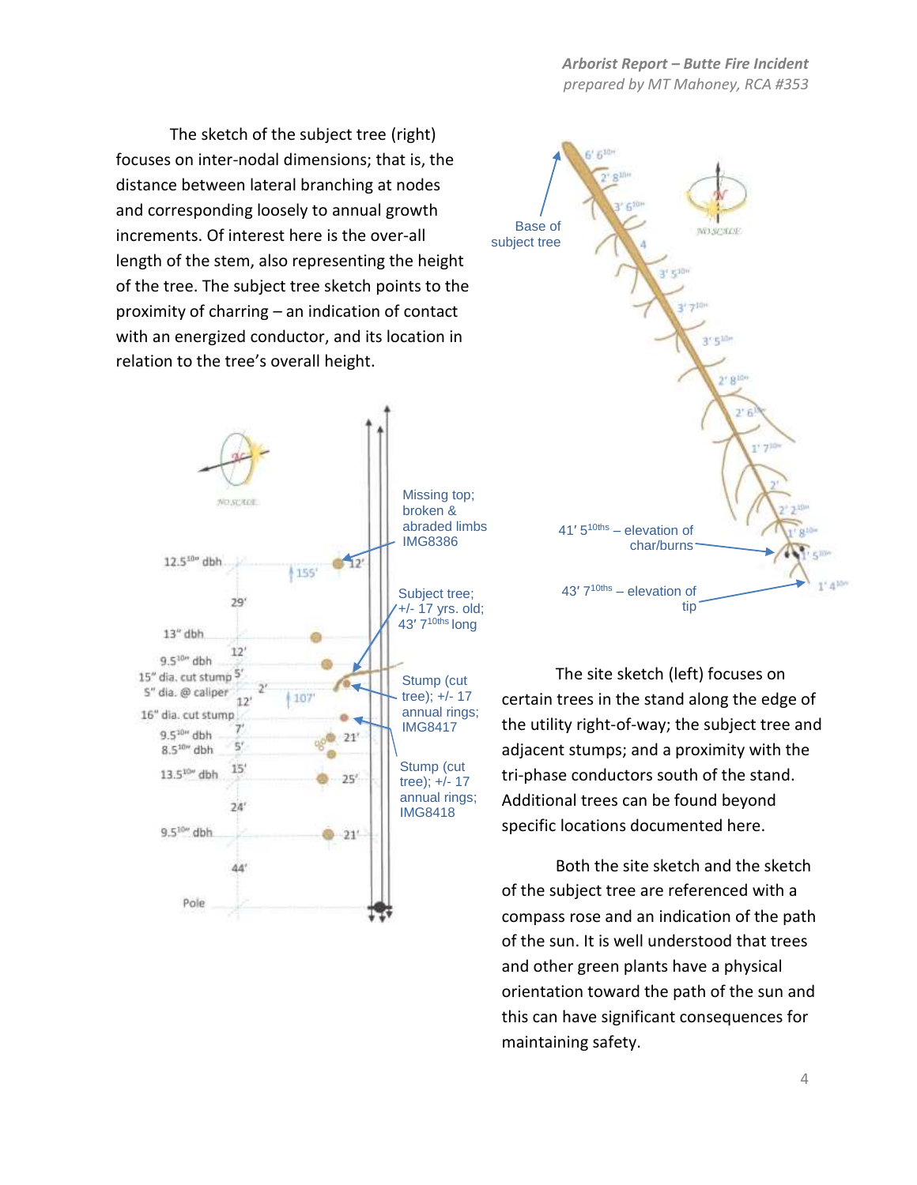The sketch of the subject tree (right) focuses on inter-nodal dimensions; that is, the distance between lateral branching at nodes and corresponding loosely to annual growth increments. Of interest here is the over-all length of the stem, also representing the height of the tree. The subject tree sketch points to the proximity of charring – an indication of contact with an energized conductor, and its location in relation to the tree's overall height.

The site sketch (left) focuses on certain trees in the stand along the edge of the utility right-of-way; the subject tree and adjacent stumps; and a proximity with the tri-phase conductors south of the stand. Additional trees can be found beyond specific locations documented here.

Both the site sketch and the sketch of the subject tree are referenced with a compass rose and an indication of the path of the sun. It is well understood that trees and other green plants have a physical orientation toward the path of the sun and this can have significant consequences for maintaining safety.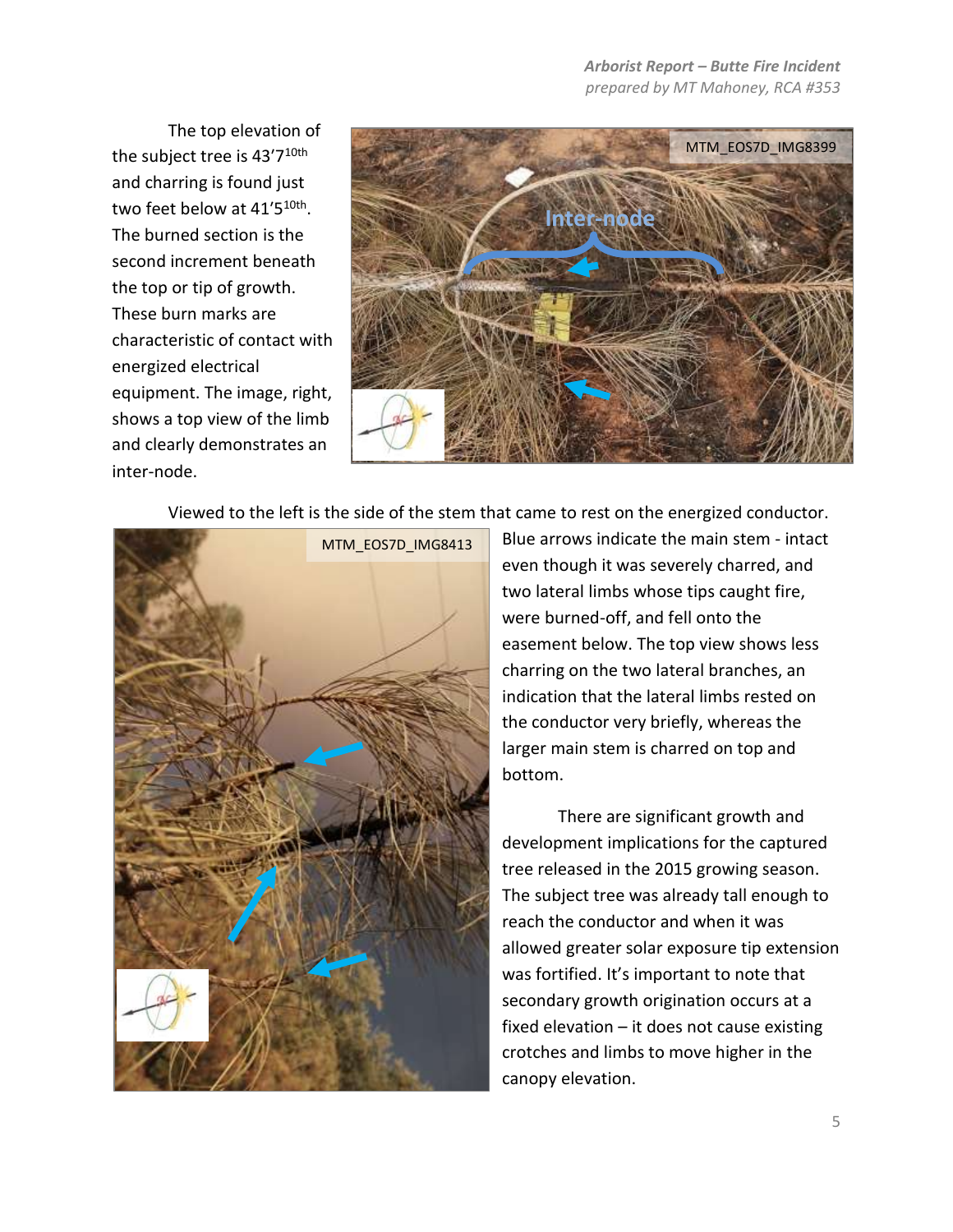The top elevation of the subject tree is 43'7 10th and charring is found just two feet below at 41'5 10th. The burned section is the second increment beneath the top or tip of growth. These burn marks are characteristic of contact with energized electrical equipment. The image, right, shows a top view of the limb and clearly demonstrates an inter-node.

Viewed to the left is the side of the stem that came to rest on the energized conductor. Blue arrows indicate the main stem - intact even though it was severely charred, and two lateral limbs whose tips caught fire, were burned-off, and fell onto the easement below. The top view shows less charring on the two lateral branches, an indication that the lateral limbs rested on the conductor very briefly, whereas the larger main stem is charred on top and bottom.

There are significant growth and development implications for the captured tree released in the 2015 growing season. The subject tree was already tall enough to reach the conductor and when it was allowed greater solar exposure tip extension was fortified. It's important to note that secondary growth origination occurs at a fixed elevation – it does not cause existing crotches and limbs to move higher in the canopy elevation.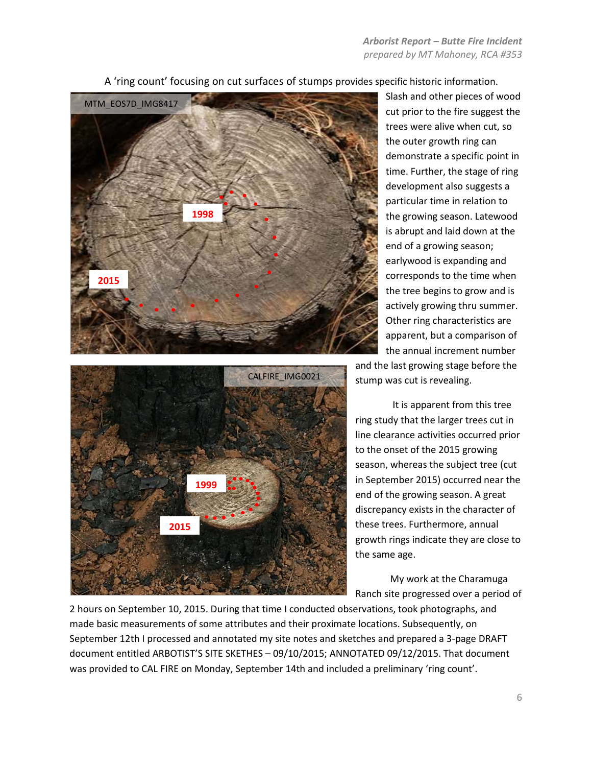A 'ring count' focusing on cut surfaces of stumps provides specific historic information.

Slash and other pieces of wood cut prior to the fire suggest the trees were alive when cut, so the outer growth ring can demonstrate a specific point in time. Further, the stage of ring development also suggests a particular time in relation to the growing season. Latewood is abrupt and laid down at the end of a growing season; earlywood is expanding and corresponds to the time when the tree begins to grow and is actively growing thru summer. Other ring characteristics are apparent, but a comparison of the annual increment number and the last growing stage before the stump was cut is revealing.

It is apparent from this tree ring study that the larger trees cut in line clearance activities occurred prior to the onset of the 2015 growing season, whereas the subject tree (cut in September 2015) occurred near the end of the growing season. A great discrepancy exists in the character of these trees. Furthermore, annual growth rings indicate they are close to the same age.

My work at the Charamuga Ranch site progressed over a period of 2 hours on September 10, 2015. During that time I conducted observations, took photographs, and made basic measurements of some attributes and their proximate locations. Subsequently, on September 12th I processed and annotated my site notes and sketches and prepared a 3-page DRAFT document entitled ARBOTIST'S SITE SKETHES – 09/10/2015; ANNOTATED 09/12/2015. That document was provided to CAL FIRE on Monday, September 14th and included a preliminary 'ring count'.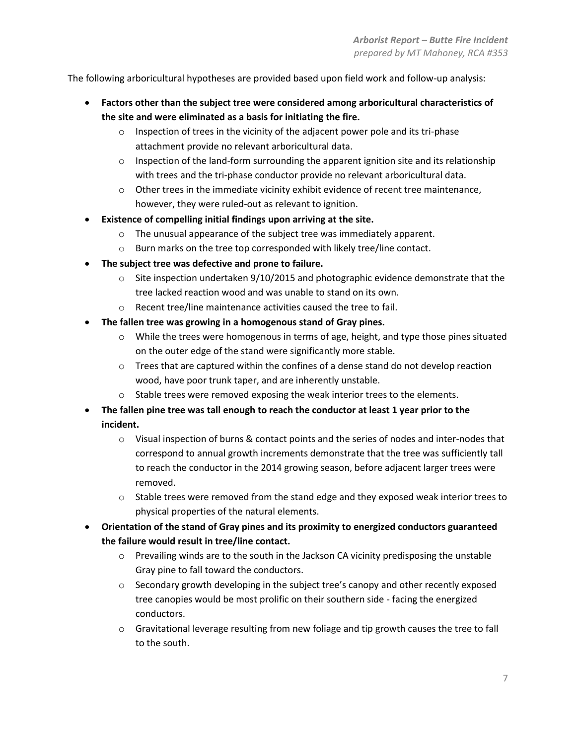The following arboricultural hypotheses are provided based upon field work and follow-up analysis:

- **Factors other than the subject tree were considered among arboricultural characteristics of the site and were eliminated as a basis for initiating the fire.**
    - Inspection of trees in the vicinity of the adjacent power pole and its tri-phase attachment provide no relevant arboricultural data.
    - Inspection of the land-form surrounding the apparent ignition site and its relationship with trees and the tri-phase conductor provide no relevant arboricultural data.
    - Other trees in the immediate vicinity exhibit evidence of recent tree maintenance, however, they were ruled-out as relevant to ignition.
- **Existence of compelling initial findings upon arriving at the site.**
    - The unusual appearance of the subject tree was immediately apparent.
    - Burn marks on the tree top corresponded with likely tree/line contact.
- **The subject tree was defective and prone to failure.**
    - Site inspection undertaken 9/10/2015 and photographic evidence demonstrate that the tree lacked reaction wood and was unable to stand on its own.
    - Recent tree/line maintenance activities caused the tree to fail.
- **The fallen tree was growing in a homogenous stand of Gray pines.**
    - While the trees were homogenous in terms of age, height, and type those pines situated on the outer edge of the stand were significantly more stable.
    - Trees that are captured within the confines of a dense stand do not develop reaction wood, have poor trunk taper, and are inherently unstable.
    - Stable trees were removed exposing the weak interior trees to the elements.
- **The fallen pine tree was tall enough to reach the conductor at least 1 year prior to the incident.**
    - Visual inspection of burns & contact points and the series of nodes and inter-nodes that correspond to annual growth increments demonstrate that the tree was sufficiently tall to reach the conductor in the 2014 growing season, before adjacent larger trees were removed.
    - Stable trees were removed from the stand edge and they exposed weak interior trees to physical properties of the natural elements.
- **Orientation of the stand of Gray pines and its proximity to energized conductors guaranteed the failure would result in tree/line contact.**
    - Prevailing winds are to the south in the Jackson CA vicinity predisposing the unstable Gray pine to fall toward the conductors.
    - Secondary growth developing in the subject tree's canopy and other recently exposed tree canopies would be most prolific on their southern side - facing the energized conductors.
    - Gravitational leverage resulting from new foliage and tip growth causes the tree to fall to the south.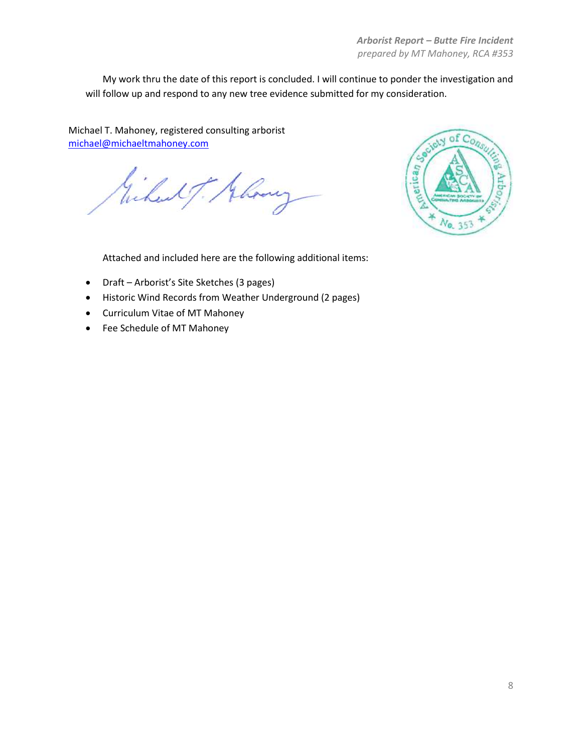My work thru the date of this report is concluded. I will continue to ponder the investigation and will follow up and respond to any new tree evidence submitted for my consideration.

Michael T. Mahoney, registered consulting arborist
michael@michaeltmahoney.com

Attached and included here are the following additional items:

- Draft – Arborist's Site Sketches (3 pages)
- Historic Wind Records from Weather Underground (2 pages)
- Curriculum Vitae of MT Mahoney
- Fee Schedule of MT Mahoney